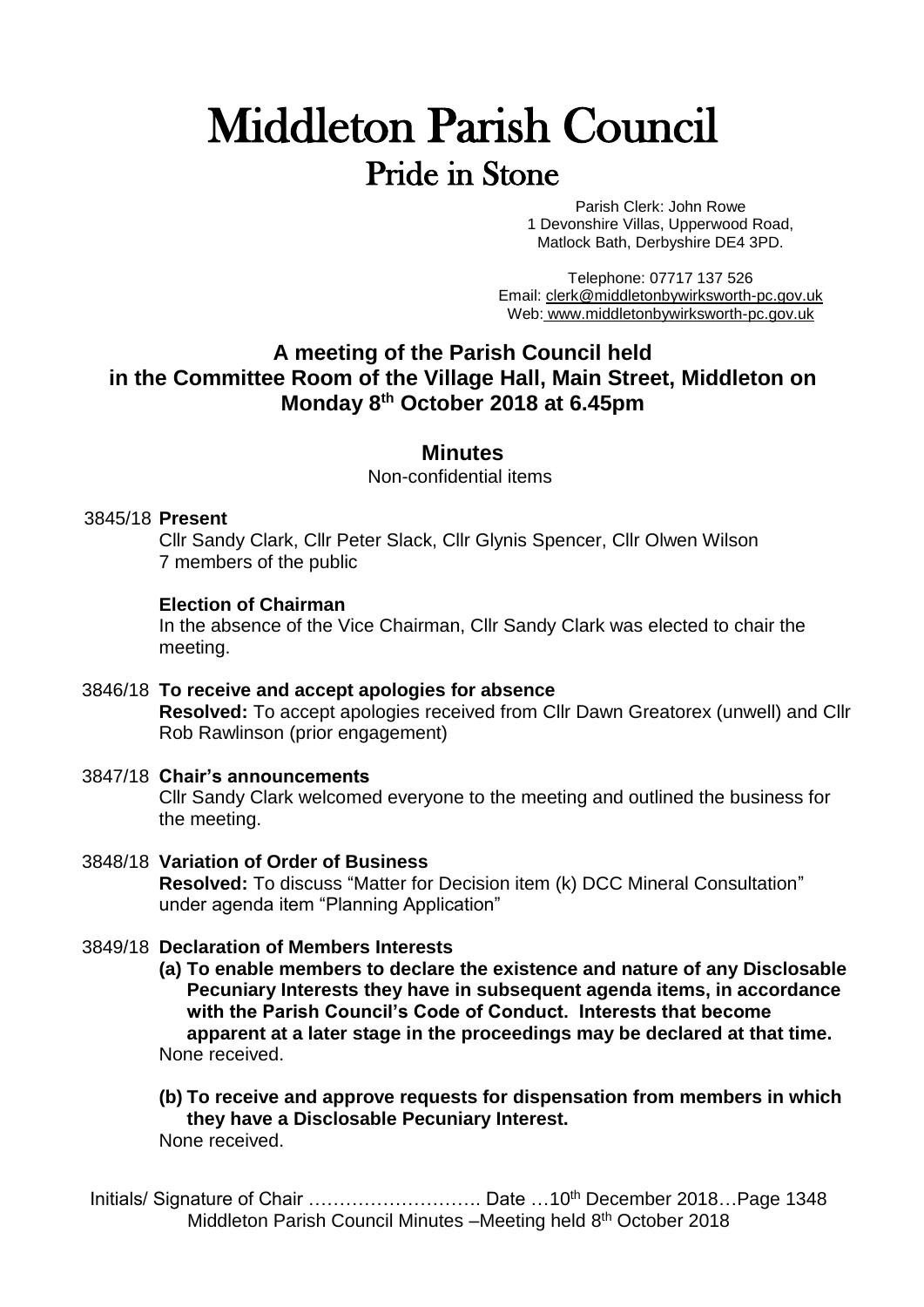# Middleton Parish Council

## Pride in Stone

Parish Clerk: John Rowe
1 Devonshire Villas, Upperwood Road,
Matlock Bath, Derbyshire DE4 3PD.

Telephone: 07717 137 526
Email: clerk@middletonbywirksworth-pc.gov.uk
Web: www.middletonbywirksworth-pc.gov.uk

### A meeting of the Parish Council held in the Committee Room of the Village Hall, Main Street, Middleton on Monday 8th October 2018 at 6.45pm

### Minutes

Non-confidential items

3845/18 **Present**

Cllr Sandy Clark, Cllr Peter Slack, Cllr Glynis Spencer, Cllr Olwen Wilson
7 members of the public

**Election of Chairman**

In the absence of the Vice Chairman, Cllr Sandy Clark was elected to chair the meeting.

3846/18 **To receive and accept apologies for absence**

**Resolved:** To accept apologies received from Cllr Dawn Greatorex (unwell) and Cllr Rob Rawlinson (prior engagement)

3847/18 **Chair's announcements**

Cllr Sandy Clark welcomed everyone to the meeting and outlined the business for the meeting.

3848/18 **Variation of Order of Business**

**Resolved:** To discuss "Matter for Decision item (k) DCC Mineral Consultation" under agenda item "Planning Application"

3849/18 **Declaration of Members Interests**

**(a) To enable members to declare the existence and nature of any Disclosable Pecuniary Interests they have in subsequent agenda items, in accordance with the Parish Council's Code of Conduct. Interests that become apparent at a later stage in the proceedings may be declared at that time.**

None received.

**(b) To receive and approve requests for dispensation from members in which they have a Disclosable Pecuniary Interest.**

None received.

Initials/ Signature of Chair ………………………. Date …10th December 2018…Page 1348
Middleton Parish Council Minutes –Meeting held 8th October 2018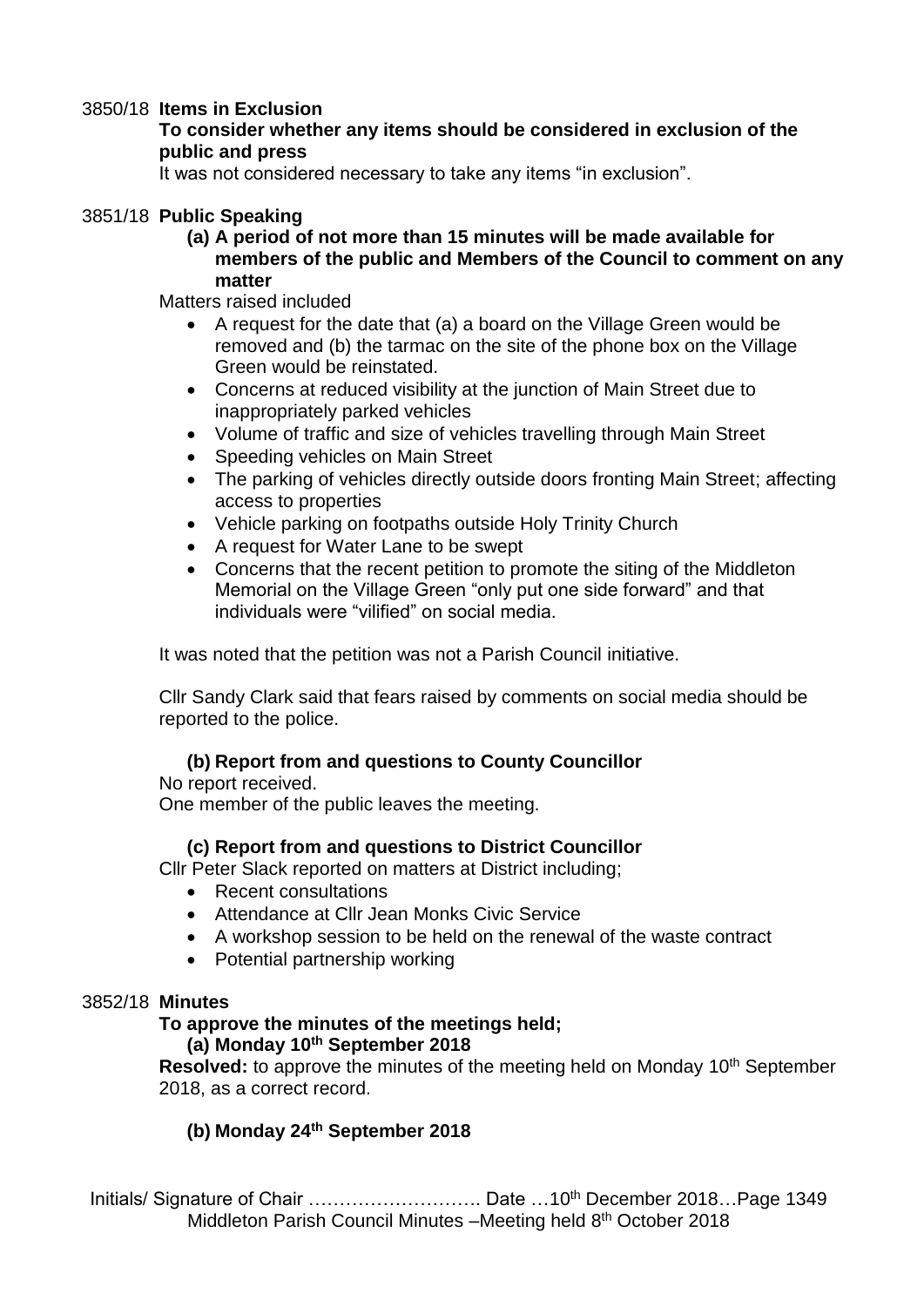3850/18 **Items in Exclusion**

**To consider whether any items should be considered in exclusion of the public and press**

It was not considered necessary to take any items "in exclusion".

3851/18 **Public Speaking**

**(a) A period of not more than 15 minutes will be made available for members of the public and Members of the Council to comment on any matter**

Matters raised included

- A request for the date that (a) a board on the Village Green would be removed and (b) the tarmac on the site of the phone box on the Village Green would be reinstated.
- Concerns at reduced visibility at the junction of Main Street due to inappropriately parked vehicles
- Volume of traffic and size of vehicles travelling through Main Street
- Speeding vehicles on Main Street
- The parking of vehicles directly outside doors fronting Main Street; affecting access to properties
- Vehicle parking on footpaths outside Holy Trinity Church
- A request for Water Lane to be swept
- Concerns that the recent petition to promote the siting of the Middleton Memorial on the Village Green "only put one side forward" and that individuals were "vilified" on social media.

It was noted that the petition was not a Parish Council initiative.

Cllr Sandy Clark said that fears raised by comments on social media should be reported to the police.

**(b) Report from and questions to County Councillor**

No report received.

One member of the public leaves the meeting.

**(c) Report from and questions to District Councillor**

Cllr Peter Slack reported on matters at District including;

- Recent consultations
- Attendance at Cllr Jean Monks Civic Service
- A workshop session to be held on the renewal of the waste contract
- Potential partnership working

3852/18 **Minutes**

**To approve the minutes of the meetings held;**

**(a) Monday 10th September 2018**

**Resolved:** to approve the minutes of the meeting held on Monday 10th September 2018, as a correct record.

**(b) Monday 24th September 2018**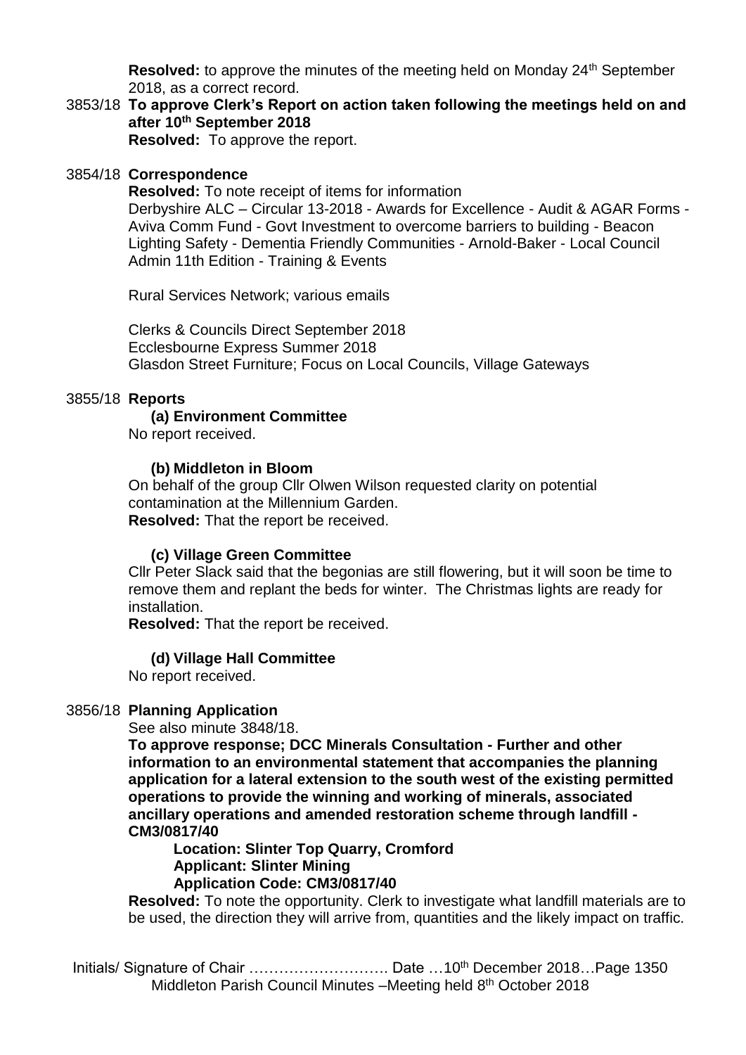**Resolved:** to approve the minutes of the meeting held on Monday 24th September 2018, as a correct record.

3853/18 **To approve Clerk's Report on action taken following the meetings held on and after 10th September 2018**

**Resolved:** To approve the report.

3854/18 **Correspondence**

**Resolved:** To note receipt of items for information

Derbyshire ALC – Circular 13-2018 - Awards for Excellence - Audit & AGAR Forms - Aviva Comm Fund - Govt Investment to overcome barriers to building - Beacon Lighting Safety - Dementia Friendly Communities - Arnold-Baker - Local Council Admin 11th Edition - Training & Events

Rural Services Network; various emails

Clerks & Councils Direct September 2018
Ecclesbourne Express Summer 2018
Glasdon Street Furniture; Focus on Local Councils, Village Gateways

3855/18 **Reports**

**(a) Environment Committee**

No report received.

**(b) Middleton in Bloom**

On behalf of the group Cllr Olwen Wilson requested clarity on potential contamination at the Millennium Garden.

**Resolved:** That the report be received.

**(c) Village Green Committee**

Cllr Peter Slack said that the begonias are still flowering, but it will soon be time to remove them and replant the beds for winter. The Christmas lights are ready for installation.

**Resolved:** That the report be received.

**(d) Village Hall Committee**

No report received.

3856/18 **Planning Application**

See also minute 3848/18.

**To approve response; DCC Minerals Consultation - Further and other information to an environmental statement that accompanies the planning application for a lateral extension to the south west of the existing permitted operations to provide the winning and working of minerals, associated ancillary operations and amended restoration scheme through landfill - CM3/0817/40**

**Location: Slinter Top Quarry, Cromford**
**Applicant: Slinter Mining**
**Application Code: CM3/0817/40**

**Resolved:** To note the opportunity. Clerk to investigate what landfill materials are to be used, the direction they will arrive from, quantities and the likely impact on traffic.

Initials/ Signature of Chair ………………………. Date …10th December 2018…Page 1350
Middleton Parish Council Minutes –Meeting held 8th October 2018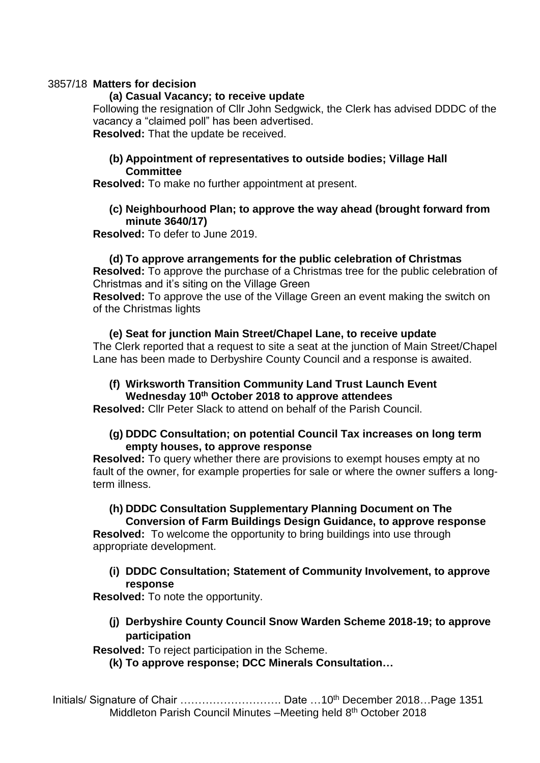3857/18 **Matters for decision**

**(a) Casual Vacancy; to receive update**

Following the resignation of Cllr John Sedgwick, the Clerk has advised DDDC of the vacancy a "claimed poll" has been advertised.

**Resolved:** That the update be received.

**(b) Appointment of representatives to outside bodies; Village Hall Committee**

**Resolved:** To make no further appointment at present.

**(c) Neighbourhood Plan; to approve the way ahead (brought forward from minute 3640/17)**

**Resolved:** To defer to June 2019.

**(d) To approve arrangements for the public celebration of Christmas**

**Resolved:** To approve the purchase of a Christmas tree for the public celebration of Christmas and it's siting on the Village Green

**Resolved:** To approve the use of the Village Green an event making the switch on of the Christmas lights

**(e) Seat for junction Main Street/Chapel Lane, to receive update**

The Clerk reported that a request to site a seat at the junction of Main Street/Chapel Lane has been made to Derbyshire County Council and a response is awaited.

**(f) Wirksworth Transition Community Land Trust Launch Event Wednesday 10th October 2018 to approve attendees**

**Resolved:** Cllr Peter Slack to attend on behalf of the Parish Council.

**(g) DDDC Consultation; on potential Council Tax increases on long term empty houses, to approve response**

**Resolved:** To query whether there are provisions to exempt houses empty at no fault of the owner, for example properties for sale or where the owner suffers a long-term illness.

**(h) DDDC Consultation Supplementary Planning Document on The Conversion of Farm Buildings Design Guidance, to approve response**

**Resolved:** To welcome the opportunity to bring buildings into use through appropriate development.

**(i) DDDC Consultation; Statement of Community Involvement, to approve response**

**Resolved:** To note the opportunity.

**(j) Derbyshire County Council Snow Warden Scheme 2018-19; to approve participation**

**Resolved:** To reject participation in the Scheme.

**(k) To approve response; DCC Minerals Consultation…**

Initials/ Signature of Chair ………………………. Date …10th December 2018…Page 1351

Middleton Parish Council Minutes –Meeting held 8th October 2018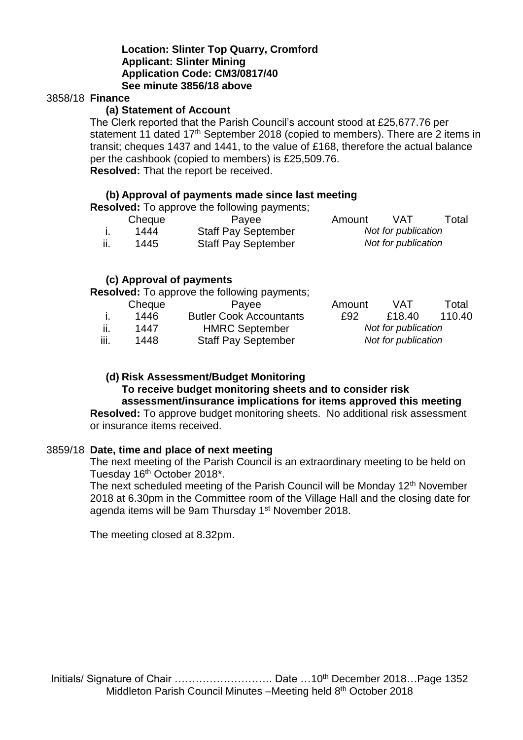**Location: Slinter Top Quarry, Cromford**
**Applicant: Slinter Mining**
**Application Code: CM3/0817/40**
**See minute 3856/18 above**

3858/18 **Finance**

**(a) Statement of Account**

The Clerk reported that the Parish Council's account stood at £25,677.76 per statement 11 dated 17th September 2018 (copied to members). There are 2 items in transit; cheques 1437 and 1441, to the value of £168, therefore the actual balance per the cashbook (copied to members) is £25,509.76.

**Resolved:** That the report be received.

**(b) Approval of payments made since last meeting**

**Resolved:** To approve the following payments;

| | Cheque | Payee | Amount | VAT | Total |
|---|---|---|---|---|---|
| i. | 1444 | Staff Pay September | *Not for publication* | | |
| ii. | 1445 | Staff Pay September | *Not for publication* | | |

**(c) Approval of payments**

**Resolved:** To approve the following payments;

| | Cheque | Payee | Amount | VAT | Total |
|---|---|---|---|---|---|
| i. | 1446 | Butler Cook Accountants | £92 | £18.40 | 110.40 |
| ii. | 1447 | HMRC September | *Not for publication* | | |
| iii. | 1448 | Staff Pay September | *Not for publication* | | |

**(d) Risk Assessment/Budget Monitoring**
**To receive budget monitoring sheets and to consider risk assessment/insurance implications for items approved this meeting**

**Resolved:** To approve budget monitoring sheets. No additional risk assessment or insurance items received.

3859/18 **Date, time and place of next meeting**

The next meeting of the Parish Council is an extraordinary meeting to be held on Tuesday 16th October 2018*.

The next scheduled meeting of the Parish Council will be Monday 12th November 2018 at 6.30pm in the Committee room of the Village Hall and the closing date for agenda items will be 9am Thursday 1st November 2018.

The meeting closed at 8.32pm.

Initials/ Signature of Chair ………………………. Date …10th December 2018…Page 1352
Middleton Parish Council Minutes –Meeting held 8th October 2018